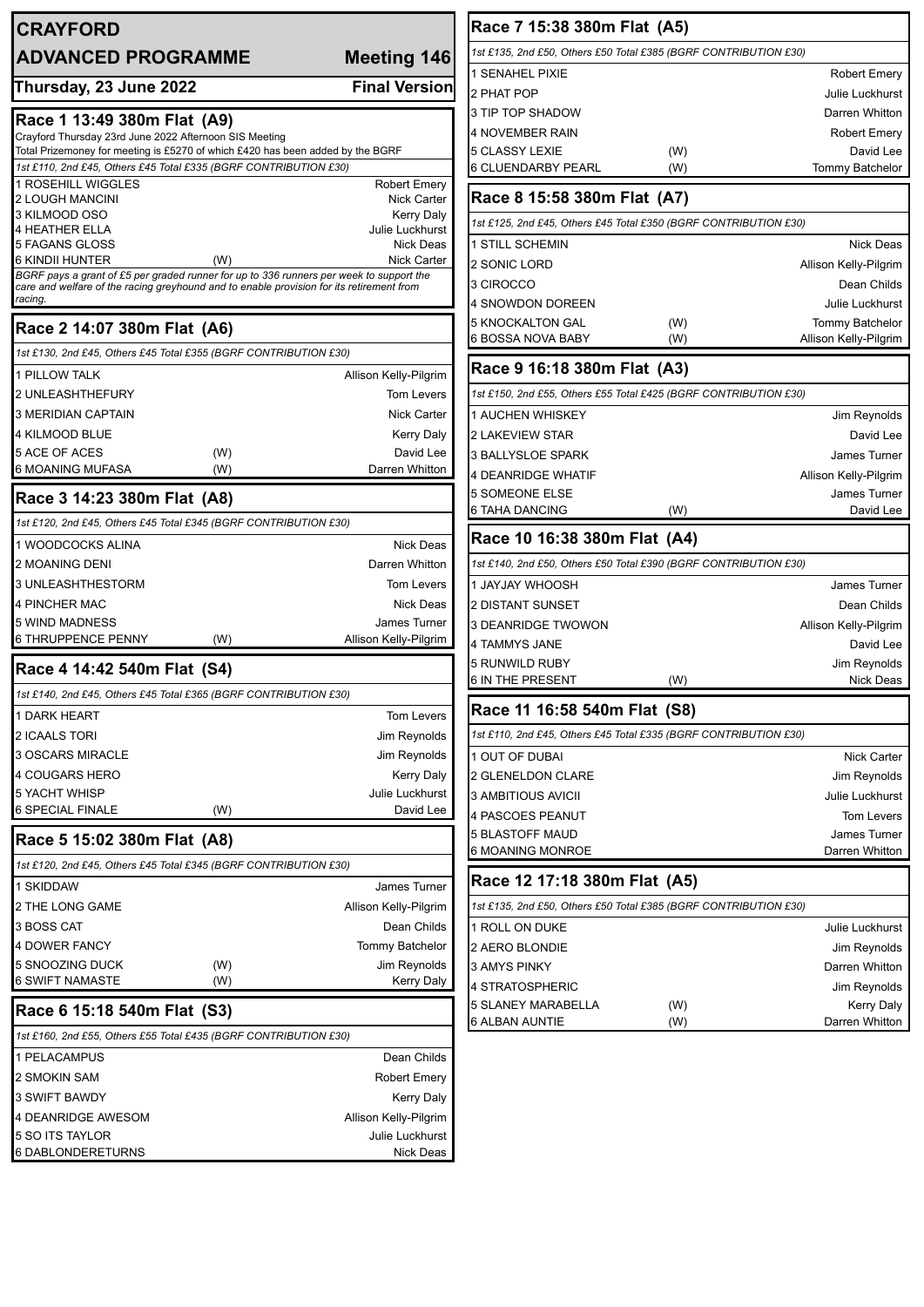# CRAYFORD

## ADVANCED PROGRAMME — Meeting 146

**Thursday, 23 June 2022 — Final Version**

### Race 1 13:49 380m Flat (A9)

Crayford Thursday 23rd June 2022 Afternoon SIS Meeting
Total Prizemoney for meeting is £5270 of which £420 has been added by the BGRF

*1st £110, 2nd £45, Others £45 Total £335 (BGRF CONTRIBUTION £30)*

| Trap | Runner | | Trainer |
|---|---|---|---|
| 1 | ROSEHILL WIGGLES | | Robert Emery |
| 2 | LOUGH MANCINI | | Nick Carter |
| 3 | KILMOOD OSO | | Kerry Daly |
| 4 | HEATHER ELLA | | Julie Luckhurst |
| 5 | FAGANS GLOSS | | Nick Deas |
| 6 | KINDII HUNTER | (W) | Nick Carter |

*BGRF pays a grant of £5 per graded runner for up to 336 runners per week to support the care and welfare of the racing greyhound and to enable provision for its retirement from racing.*

### Race 2 14:07 380m Flat (A6)

*1st £130, 2nd £45, Others £45 Total £355 (BGRF CONTRIBUTION £30)*

| Trap | Runner | | Trainer |
|---|---|---|---|
| 1 | PILLOW TALK | | Allison Kelly-Pilgrim |
| 2 | UNLEASHTHEFURY | | Tom Levers |
| 3 | MERIDIAN CAPTAIN | | Nick Carter |
| 4 | KILMOOD BLUE | | Kerry Daly |
| 5 | ACE OF ACES | (W) | David Lee |
| 6 | MOANING MUFASA | (W) | Darren Whitton |

### Race 3 14:23 380m Flat (A8)

*1st £120, 2nd £45, Others £45 Total £345 (BGRF CONTRIBUTION £30)*

| Trap | Runner | | Trainer |
|---|---|---|---|
| 1 | WOODCOCKS ALINA | | Nick Deas |
| 2 | MOANING DENI | | Darren Whitton |
| 3 | UNLEASHTHESTORM | | Tom Levers |
| 4 | PINCHER MAC | | Nick Deas |
| 5 | WIND MADNESS | | James Turner |
| 6 | THRUPPENCE PENNY | (W) | Allison Kelly-Pilgrim |

### Race 4 14:42 540m Flat (S4)

*1st £140, 2nd £45, Others £45 Total £365 (BGRF CONTRIBUTION £30)*

| Trap | Runner | | Trainer |
|---|---|---|---|
| 1 | DARK HEART | | Tom Levers |
| 2 | ICAALS TORI | | Jim Reynolds |
| 3 | OSCARS MIRACLE | | Jim Reynolds |
| 4 | COUGARS HERO | | Kerry Daly |
| 5 | YACHT WHISP | | Julie Luckhurst |
| 6 | SPECIAL FINALE | (W) | David Lee |

### Race 5 15:02 380m Flat (A8)

*1st £120, 2nd £45, Others £45 Total £345 (BGRF CONTRIBUTION £30)*

| Trap | Runner | | Trainer |
|---|---|---|---|
| 1 | SKIDDAW | | James Turner |
| 2 | THE LONG GAME | | Allison Kelly-Pilgrim |
| 3 | BOSS CAT | | Dean Childs |
| 4 | DOWER FANCY | | Tommy Batchelor |
| 5 | SNOOZING DUCK | (W) | Jim Reynolds |
| 6 | SWIFT NAMASTE | (W) | Kerry Daly |

### Race 6 15:18 540m Flat (S3)

*1st £160, 2nd £55, Others £55 Total £435 (BGRF CONTRIBUTION £30)*

| Trap | Runner | | Trainer |
|---|---|---|---|
| 1 | PELACAMPUS | | Dean Childs |
| 2 | SMOKIN SAM | | Robert Emery |
| 3 | SWIFT BAWDY | | Kerry Daly |
| 4 | DEANRIDGE AWESOM | | Allison Kelly-Pilgrim |
| 5 | SO ITS TAYLOR | | Julie Luckhurst |
| 6 | DABLONDERETURNS | | Nick Deas |

### Race 7 15:38 380m Flat (A5)

*1st £135, 2nd £50, Others £50 Total £385 (BGRF CONTRIBUTION £30)*

| Trap | Runner | | Trainer |
|---|---|---|---|
| 1 | SENAHEL PIXIE | | Robert Emery |
| 2 | PHAT POP | | Julie Luckhurst |
| 3 | TIP TOP SHADOW | | Darren Whitton |
| 4 | NOVEMBER RAIN | | Robert Emery |
| 5 | CLASSY LEXIE | (W) | David Lee |
| 6 | CLUENDARBY PEARL | (W) | Tommy Batchelor |

### Race 8 15:58 380m Flat (A7)

*1st £125, 2nd £45, Others £45 Total £350 (BGRF CONTRIBUTION £30)*

| Trap | Runner | | Trainer |
|---|---|---|---|
| 1 | STILL SCHEMIN | | Nick Deas |
| 2 | SONIC LORD | | Allison Kelly-Pilgrim |
| 3 | CIROCCO | | Dean Childs |
| 4 | SNOWDON DOREEN | | Julie Luckhurst |
| 5 | KNOCKALTON GAL | (W) | Tommy Batchelor |
| 6 | BOSSA NOVA BABY | (W) | Allison Kelly-Pilgrim |

### Race 9 16:18 380m Flat (A3)

*1st £150, 2nd £55, Others £55 Total £425 (BGRF CONTRIBUTION £30)*

| Trap | Runner | | Trainer |
|---|---|---|---|
| 1 | AUCHEN WHISKEY | | Jim Reynolds |
| 2 | LAKEVIEW STAR | | David Lee |
| 3 | BALLYSLOE SPARK | | James Turner |
| 4 | DEANRIDGE WHATIF | | Allison Kelly-Pilgrim |
| 5 | SOMEONE ELSE | | James Turner |
| 6 | TAHA DANCING | (W) | David Lee |

### Race 10 16:38 380m Flat (A4)

*1st £140, 2nd £50, Others £50 Total £390 (BGRF CONTRIBUTION £30)*

| Trap | Runner | | Trainer |
|---|---|---|---|
| 1 | JAYJAY WHOOSH | | James Turner |
| 2 | DISTANT SUNSET | | Dean Childs |
| 3 | DEANRIDGE TWOWON | | Allison Kelly-Pilgrim |
| 4 | TAMMYS JANE | | David Lee |
| 5 | RUNWILD RUBY | | Jim Reynolds |
| 6 | IN THE PRESENT | (W) | Nick Deas |

### Race 11 16:58 540m Flat (S8)

*1st £110, 2nd £45, Others £45 Total £335 (BGRF CONTRIBUTION £30)*

| Trap | Runner | | Trainer |
|---|---|---|---|
| 1 | OUT OF DUBAI | | Nick Carter |
| 2 | GLENELDON CLARE | | Jim Reynolds |
| 3 | AMBITIOUS AVICII | | Julie Luckhurst |
| 4 | PASCOES PEANUT | | Tom Levers |
| 5 | BLASTOFF MAUD | | James Turner |
| 6 | MOANING MONROE | | Darren Whitton |

### Race 12 17:18 380m Flat (A5)

*1st £135, 2nd £50, Others £50 Total £385 (BGRF CONTRIBUTION £30)*

| Trap | Runner | | Trainer |
|---|---|---|---|
| 1 | ROLL ON DUKE | | Julie Luckhurst |
| 2 | AERO BLONDIE | | Jim Reynolds |
| 3 | AMYS PINKY | | Darren Whitton |
| 4 | STRATOSPHERIC | | Jim Reynolds |
| 5 | SLANEY MARABELLA | (W) | Kerry Daly |
| 6 | ALBAN AUNTIE | (W) | Darren Whitton |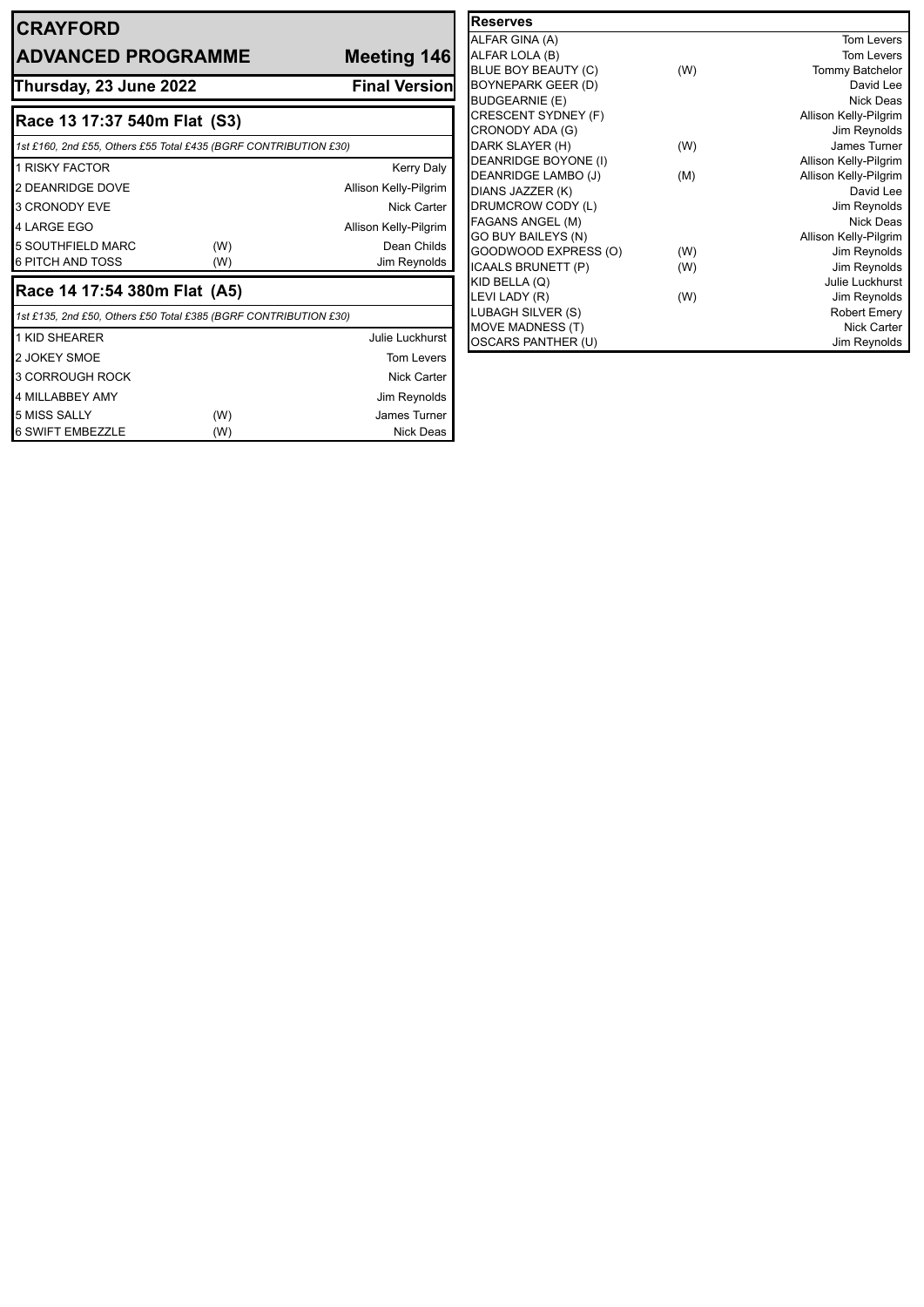# CRAYFORD

## ADVANCED PROGRAMME — Meeting 146

**Thursday, 23 June 2022** — **Final Version**

### Race 13 17:37 540m Flat (S3)

*1st £160, 2nd £55, Others £55 Total £435 (BGRF CONTRIBUTION £30)*

| | | |
|---|---|---|
| 1 RISKY FACTOR | | Kerry Daly |
| 2 DEANRIDGE DOVE | | Allison Kelly-Pilgrim |
| 3 CRONODY EVE | | Nick Carter |
| 4 LARGE EGO | | Allison Kelly-Pilgrim |
| 5 SOUTHFIELD MARC | (W) | Dean Childs |
| 6 PITCH AND TOSS | (W) | Jim Reynolds |

### Race 14 17:54 380m Flat (A5)

*1st £135, 2nd £50, Others £50 Total £385 (BGRF CONTRIBUTION £30)*

| | | |
|---|---|---|
| 1 KID SHEARER | | Julie Luckhurst |
| 2 JOKEY SMOE | | Tom Levers |
| 3 CORROUGH ROCK | | Nick Carter |
| 4 MILLABBEY AMY | | Jim Reynolds |
| 5 MISS SALLY | (W) | James Turner |
| 6 SWIFT EMBEZZLE | (W) | Nick Deas |

### Reserves

| | | |
|---|---|---|
| ALFAR GINA (A) | | Tom Levers |
| ALFAR LOLA (B) | | Tom Levers |
| BLUE BOY BEAUTY (C) | (W) | Tommy Batchelor |
| BOYNEPARK GEER (D) | | David Lee |
| BUDGEARNIE (E) | | Nick Deas |
| CRESCENT SYDNEY (F) | | Allison Kelly-Pilgrim |
| CRONODY ADA (G) | | Jim Reynolds |
| DARK SLAYER (H) | (W) | James Turner |
| DEANRIDGE BOYONE (I) | | Allison Kelly-Pilgrim |
| DEANRIDGE LAMBO (J) | (M) | Allison Kelly-Pilgrim |
| DIANS JAZZER (K) | | David Lee |
| DRUMCROW CODY (L) | | Jim Reynolds |
| FAGANS ANGEL (M) | | Nick Deas |
| GO BUY BAILEYS (N) | | Allison Kelly-Pilgrim |
| GOODWOOD EXPRESS (O) | (W) | Jim Reynolds |
| ICAALS BRUNETT (P) | (W) | Jim Reynolds |
| KID BELLA (Q) | | Julie Luckhurst |
| LEVI LADY (R) | (W) | Jim Reynolds |
| LUBAGH SILVER (S) | | Robert Emery |
| MOVE MADNESS (T) | | Nick Carter |
| OSCARS PANTHER (U) | | Jim Reynolds |